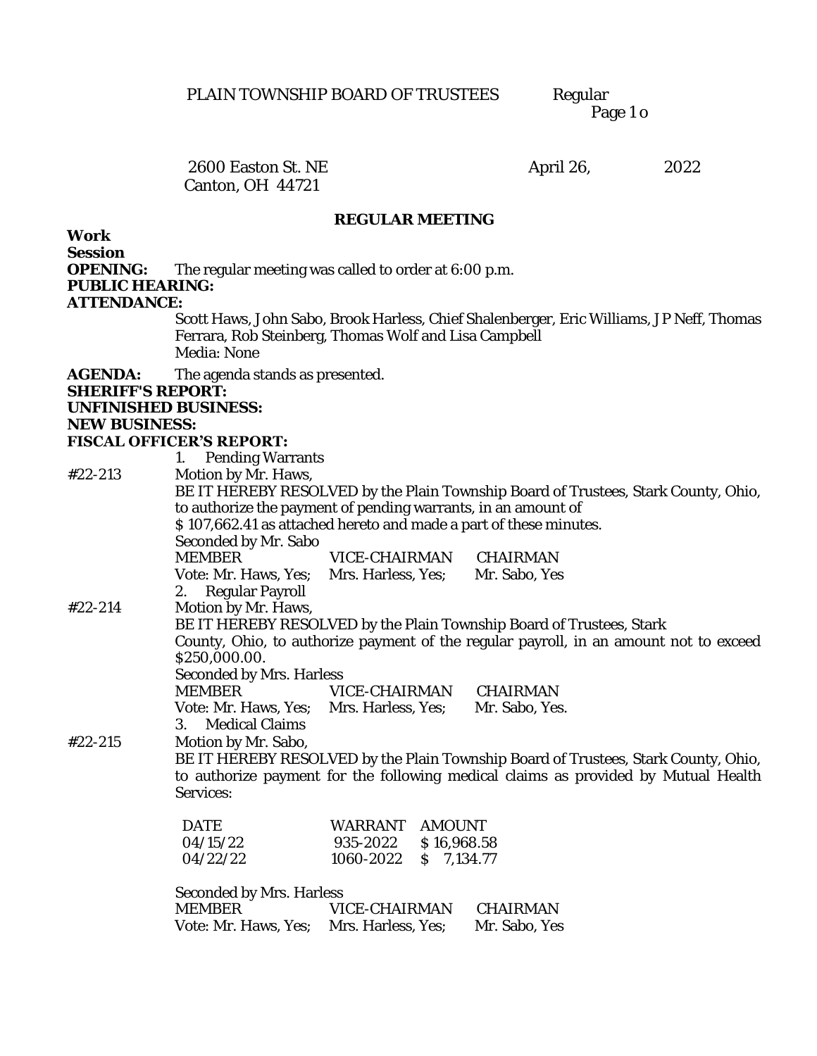PLAIN TOWNSHIP BOARD OF TRUSTEES Regular

2600 Easton St. NE
Canton, OH 44721

April 26, 2022

## REGULAR MEETING

**Work Session**

**OPENING:** The regular meeting was called to order at 6:00 p.m.

**PUBLIC HEARING:**

**ATTENDANCE:**

Scott Haws, John Sabo, Brook Harless, Chief Shalenberger, Eric Williams, JP Neff, Thomas Ferrara, Rob Steinberg, Thomas Wolf and Lisa Campbell
Media: None

**AGENDA:** The agenda stands as presented.

**SHERIFF'S REPORT:**

**UNFINISHED BUSINESS:**

**NEW BUSINESS:**

**FISCAL OFFICER'S REPORT:**

1. Pending Warrants

#22-213 Motion by Mr. Haws,
BE IT HEREBY RESOLVED by the Plain Township Board of Trustees, Stark County, Ohio, to authorize the payment of pending warrants, in an amount of
$ 107,662.41 as attached hereto and made a part of these minutes.
Seconded by Mr. Sabo

| MEMBER | VICE-CHAIRMAN | CHAIRMAN |
|---|---|---|
| Vote: Mr. Haws, Yes; | Mrs. Harless, Yes; | Mr. Sabo, Yes |

2. Regular Payroll

#22-214 Motion by Mr. Haws,
BE IT HEREBY RESOLVED by the Plain Township Board of Trustees, Stark County, Ohio, to authorize payment of the regular payroll, in an amount not to exceed $250,000.00.
Seconded by Mrs. Harless

| MEMBER | VICE-CHAIRMAN | CHAIRMAN |
|---|---|---|
| Vote: Mr. Haws, Yes; | Mrs. Harless, Yes; | Mr. Sabo, Yes. |

3. Medical Claims

#22-215 Motion by Mr. Sabo,
BE IT HEREBY RESOLVED by the Plain Township Board of Trustees, Stark County, Ohio, to authorize payment for the following medical claims as provided by Mutual Health Services:

| DATE | WARRANT | AMOUNT |
|---|---|---|
| 04/15/22 | 935-2022 | $ 16,968.58 |
| 04/22/22 | 1060-2022 | $ 7,134.77 |

Seconded by Mrs. Harless

| MEMBER | VICE-CHAIRMAN | CHAIRMAN |
|---|---|---|
| Vote: Mr. Haws, Yes; | Mrs. Harless, Yes; | Mr. Sabo, Yes |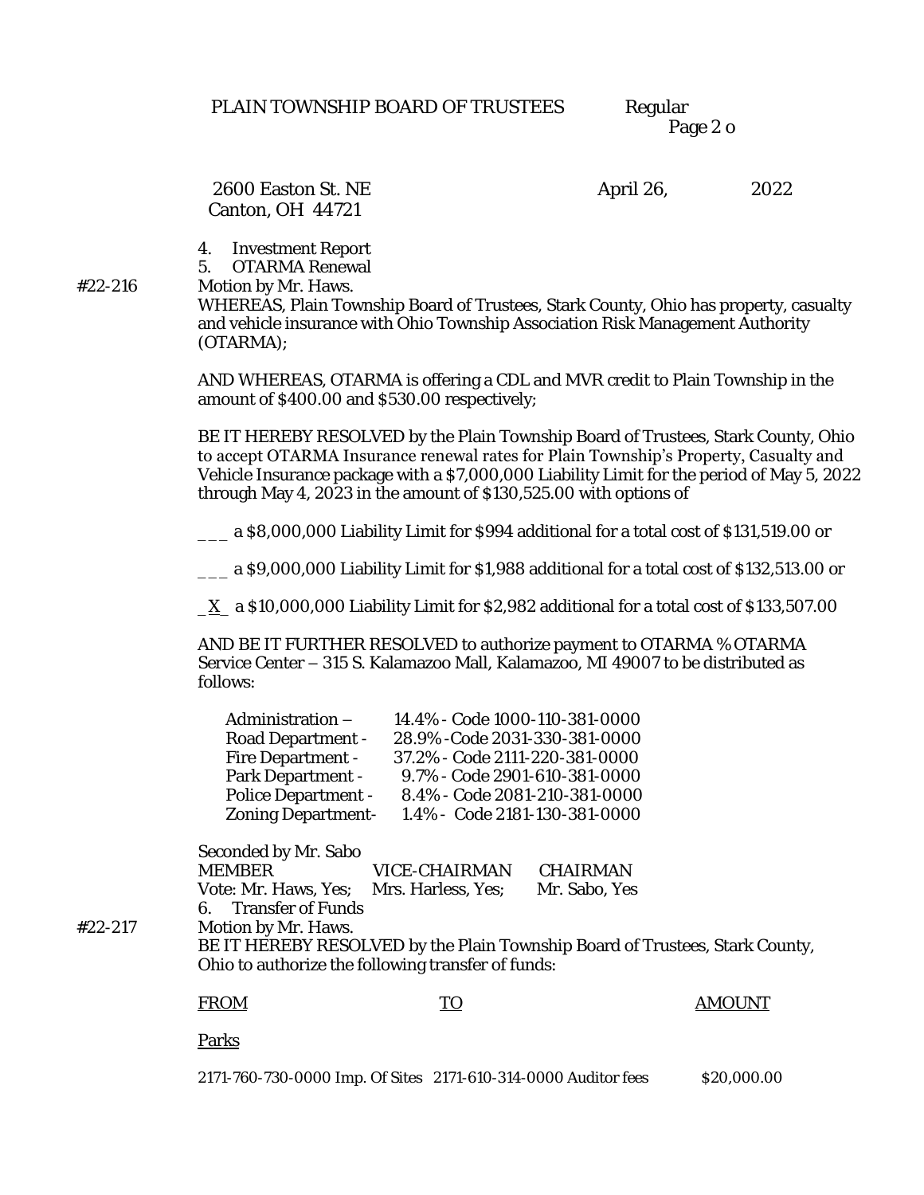2600 Easton St. NE
Canton, OH 44721

April 26, 2022

4. Investment Report
5. OTARMA Renewal

#22-216 Motion by Mr. Haws.

WHEREAS, Plain Township Board of Trustees, Stark County, Ohio has property, casualty and vehicle insurance with Ohio Township Association Risk Management Authority (OTARMA);

AND WHEREAS, OTARMA is offering a CDL and MVR credit to Plain Township in the amount of $400.00 and $530.00 respectively;

BE IT HEREBY RESOLVED by the Plain Township Board of Trustees, Stark County, Ohio to accept OTARMA Insurance renewal rates for Plain Township's Property, Casualty and Vehicle Insurance package with a $7,000,000 Liability Limit for the period of May 5, 2022 through May 4, 2023 in the amount of $130,525.00 with options of

___ a $8,000,000 Liability Limit for $994 additional for a total cost of $131,519.00 or

___ a $9,000,000 Liability Limit for $1,988 additional for a total cost of $132,513.00 or

_X_ a $10,000,000 Liability Limit for $2,982 additional for a total cost of $133,507.00

AND BE IT FURTHER RESOLVED to authorize payment to OTARMA % OTARMA Service Center – 315 S. Kalamazoo Mall, Kalamazoo, MI 49007 to be distributed as follows:

| | | |
|---|---|---|
| Administration – | 14.4% - | Code 1000-110-381-0000 |
| Road Department - | 28.9% - | Code 2031-330-381-0000 |
| Fire Department - | 37.2% - | Code 2111-220-381-0000 |
| Park Department - | 9.7% - | Code 2901-610-381-0000 |
| Police Department - | 8.4% - | Code 2081-210-381-0000 |
| Zoning Department- | 1.4% - | Code 2181-130-381-0000 |

Seconded by Mr. Sabo

| MEMBER | VICE-CHAIRMAN | CHAIRMAN |
|---|---|---|
| Vote: Mr. Haws, Yes; | Mrs. Harless, Yes; | Mr. Sabo, Yes |

6. Transfer of Funds

#22-217 Motion by Mr. Haws.

BE IT HEREBY RESOLVED by the Plain Township Board of Trustees, Stark County, Ohio to authorize the following transfer of funds:

| FROM | TO | AMOUNT |
|---|---|---|
| Parks | | |
| 2171-760-730-0000 Imp. Of Sites | 2171-610-314-0000 Auditor fees | $20,000.00 |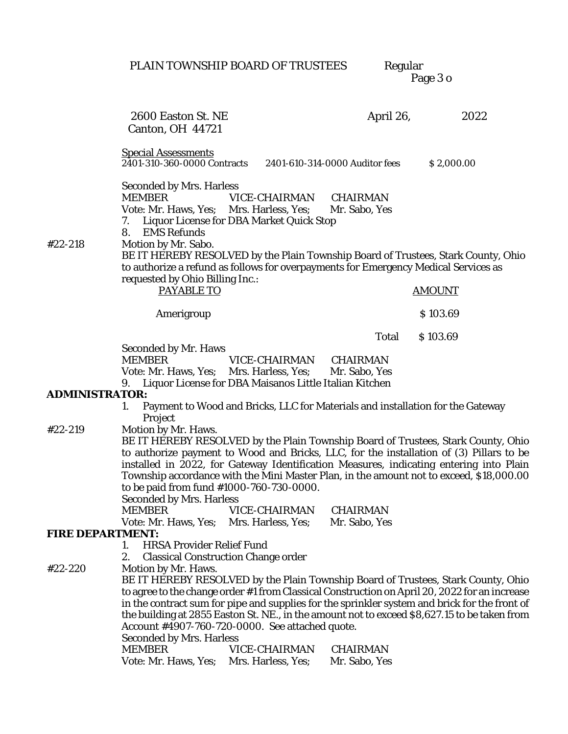PLAIN TOWNSHIP BOARD OF TRUSTEES Regular

2600 Easton St. NE April 26, 2022
Canton, OH 44721

Special Assessments
2401-310-360-0000 Contracts 2401-610-314-0000 Auditor fees $ 2,000.00

Seconded by Mrs. Harless

| MEMBER | VICE-CHAIRMAN | CHAIRMAN |
|---|---|---|
| Vote: Mr. Haws, Yes; | Mrs. Harless, Yes; | Mr. Sabo, Yes |

7. Liquor License for DBA Market Quick Stop
8. EMS Refunds

#22-218 Motion by Mr. Sabo.
BE IT HEREBY RESOLVED by the Plain Township Board of Trustees, Stark County, Ohio to authorize a refund as follows for overpayments for Emergency Medical Services as requested by Ohio Billing Inc.:

| PAYABLE TO | AMOUNT |
|---|---|
| Amerigroup | $ 103.69 |
| Total | $ 103.69 |

Seconded by Mr. Haws

| MEMBER | VICE-CHAIRMAN | CHAIRMAN |
|---|---|---|
| Vote: Mr. Haws, Yes; | Mrs. Harless, Yes; | Mr. Sabo, Yes |

9. Liquor License for DBA Maisanos Little Italian Kitchen

**ADMINISTRATOR:**

1. Payment to Wood and Bricks, LLC for Materials and installation for the Gateway Project

#22-219 Motion by Mr. Haws.
BE IT HEREBY RESOLVED by the Plain Township Board of Trustees, Stark County, Ohio to authorize payment to Wood and Bricks, LLC, for the installation of (3) Pillars to be installed in 2022, for Gateway Identification Measures, indicating entering into Plain Township accordance with the Mini Master Plan, in the amount not to exceed, $18,000.00 to be paid from fund #1000-760-730-0000.
Seconded by Mrs. Harless

| MEMBER | VICE-CHAIRMAN | CHAIRMAN |
|---|---|---|
| Vote: Mr. Haws, Yes; | Mrs. Harless, Yes; | Mr. Sabo, Yes |

**FIRE DEPARTMENT:**

1. HRSA Provider Relief Fund
2. Classical Construction Change order

#22-220 Motion by Mr. Haws.
BE IT HEREBY RESOLVED by the Plain Township Board of Trustees, Stark County, Ohio to agree to the change order #1 from Classical Construction on April 20, 2022 for an increase in the contract sum for pipe and supplies for the sprinkler system and brick for the front of the building at 2855 Easton St. NE., in the amount not to exceed $8,627.15 to be taken from Account #4907-760-720-0000. See attached quote.
Seconded by Mrs. Harless

| MEMBER | VICE-CHAIRMAN | CHAIRMAN |
|---|---|---|
| Vote: Mr. Haws, Yes; | Mrs. Harless, Yes; | Mr. Sabo, Yes |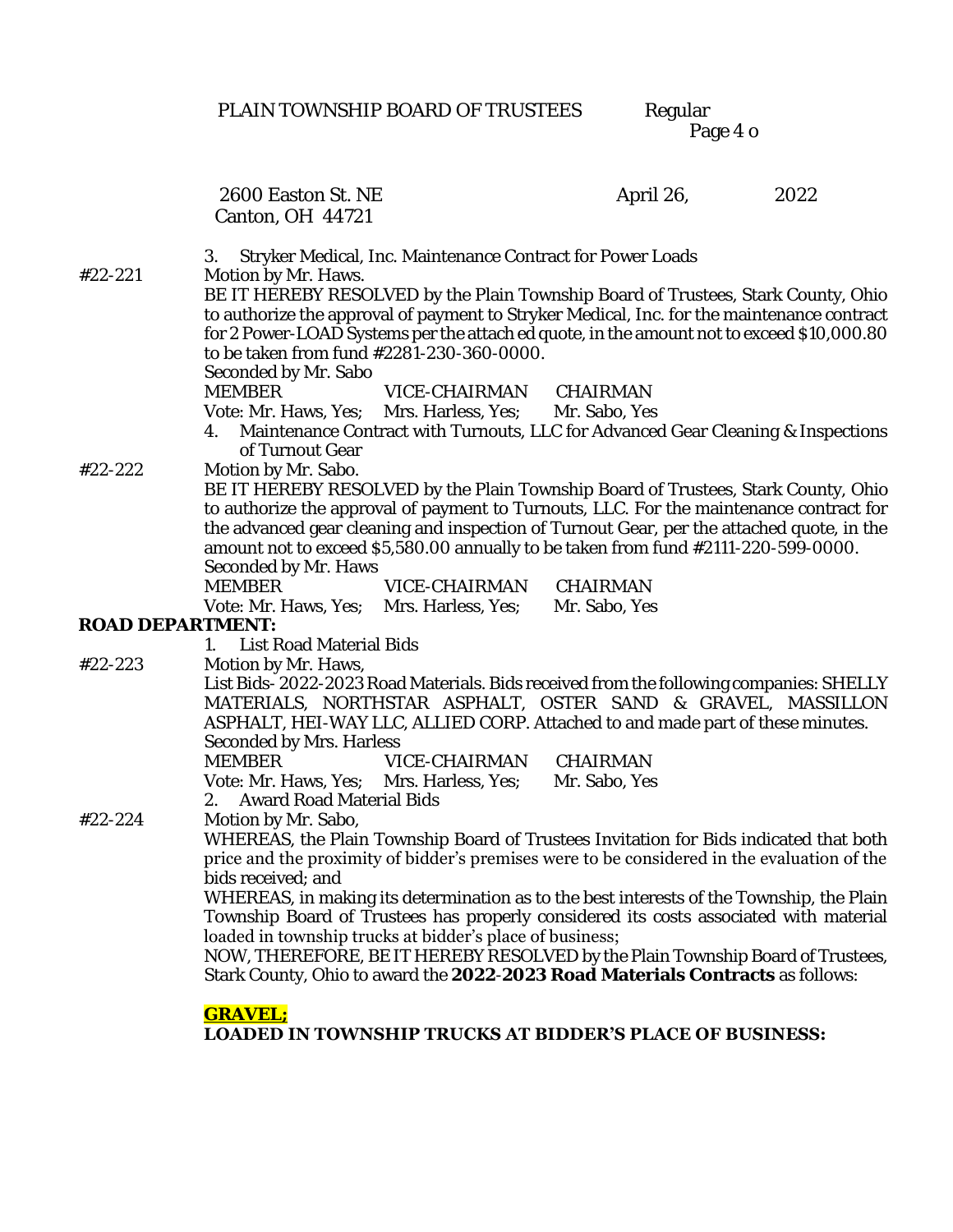2600 Easton St. NE April 26, 2022
Canton, OH 44721

3. Stryker Medical, Inc. Maintenance Contract for Power Loads

#22-221 Motion by Mr. Haws.
BE IT HEREBY RESOLVED by the Plain Township Board of Trustees, Stark County, Ohio to authorize the approval of payment to Stryker Medical, Inc. for the maintenance contract for 2 Power-LOAD Systems per the attach ed quote, in the amount not to exceed $10,000.80 to be taken from fund #2281-230-360-0000.
Seconded by Mr. Sabo

| MEMBER | VICE-CHAIRMAN | CHAIRMAN |
|---|---|---|
| Vote: Mr. Haws, Yes; | Mrs. Harless, Yes; | Mr. Sabo, Yes |

4. Maintenance Contract with Turnouts, LLC for Advanced Gear Cleaning & Inspections of Turnout Gear

#22-222 Motion by Mr. Sabo.
BE IT HEREBY RESOLVED by the Plain Township Board of Trustees, Stark County, Ohio to authorize the approval of payment to Turnouts, LLC. For the maintenance contract for the advanced gear cleaning and inspection of Turnout Gear, per the attached quote, in the amount not to exceed $5,580.00 annually to be taken from fund #2111-220-599-0000.
Seconded by Mr. Haws

| MEMBER | VICE-CHAIRMAN | CHAIRMAN |
|---|---|---|
| Vote: Mr. Haws, Yes; | Mrs. Harless, Yes; | Mr. Sabo, Yes |

**ROAD DEPARTMENT:**

1. List Road Material Bids

#22-223 Motion by Mr. Haws,
List Bids- 2022-2023 Road Materials. Bids received from the following companies: SHELLY MATERIALS, NORTHSTAR ASPHALT, OSTER SAND & GRAVEL, MASSILLON ASPHALT, HEI-WAY LLC, ALLIED CORP. Attached to and made part of these minutes.
Seconded by Mrs. Harless

| MEMBER | VICE-CHAIRMAN | CHAIRMAN |
|---|---|---|
| Vote: Mr. Haws, Yes; | Mrs. Harless, Yes; | Mr. Sabo, Yes |

2. Award Road Material Bids

#22-224 Motion by Mr. Sabo,
WHEREAS, the Plain Township Board of Trustees Invitation for Bids indicated that both price and the proximity of bidder's premises were to be considered in the evaluation of the bids received; and
WHEREAS, in making its determination as to the best interests of the Township, the Plain Township Board of Trustees has properly considered its costs associated with material loaded in township trucks at bidder's place of business;
NOW, THEREFORE, BE IT HEREBY RESOLVED by the Plain Township Board of Trustees, Stark County, Ohio to award the **2022-2023 Road Materials Contracts** as follows:

**GRAVEL;**

**LOADED IN TOWNSHIP TRUCKS AT BIDDER'S PLACE OF BUSINESS:**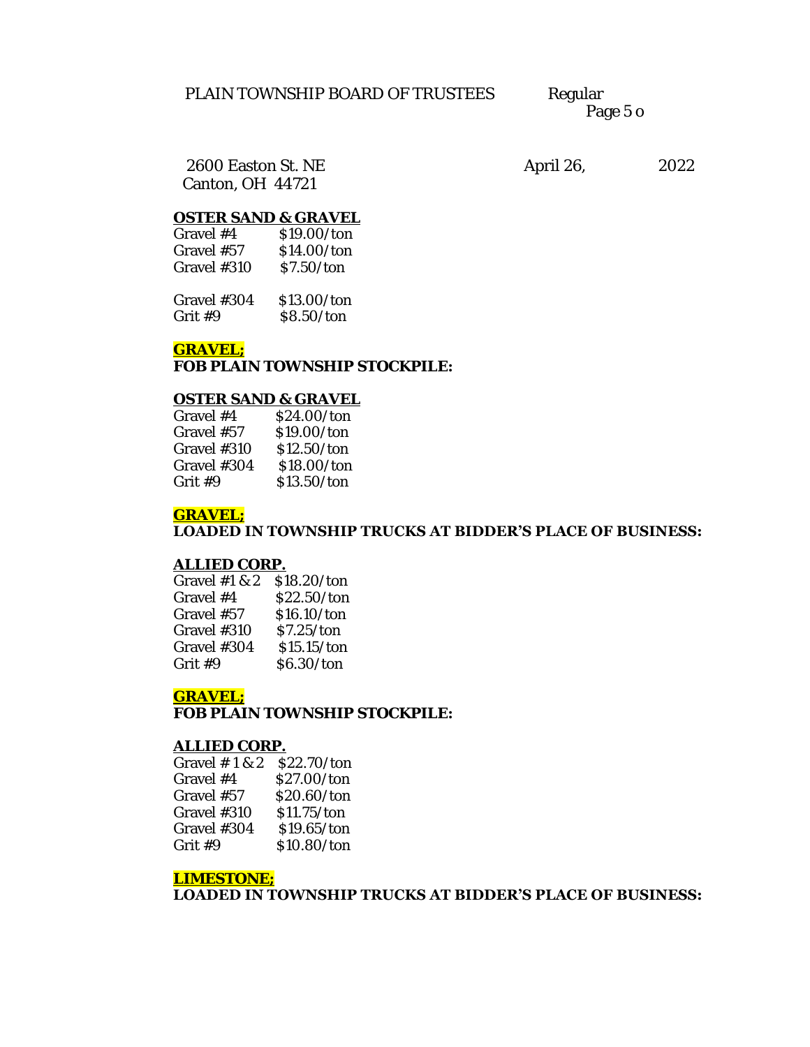**OSTER SAND & GRAVEL**

| | |
|---|---|
| Gravel #4 | $19.00/ton |
| Gravel #57 | $14.00/ton |
| Gravel #310 | $7.50/ton |
| Gravel #304 | $13.00/ton |
| Grit #9 | $8.50/ton |

**GRAVEL;**
**FOB PLAIN TOWNSHIP STOCKPILE:**

**OSTER SAND & GRAVEL**

| | |
|---|---|
| Gravel #4 | $24.00/ton |
| Gravel #57 | $19.00/ton |
| Gravel #310 | $12.50/ton |
| Gravel #304 | $18.00/ton |
| Grit #9 | $13.50/ton |

**GRAVEL;**
**LOADED IN TOWNSHIP TRUCKS AT BIDDER'S PLACE OF BUSINESS:**

**ALLIED CORP.**

| | |
|---|---|
| Gravel #1 & 2 | $18.20/ton |
| Gravel #4 | $22.50/ton |
| Gravel #57 | $16.10/ton |
| Gravel #310 | $7.25/ton |
| Gravel #304 | $15.15/ton |
| Grit #9 | $6.30/ton |

**GRAVEL;**
**FOB PLAIN TOWNSHIP STOCKPILE:**

**ALLIED CORP.**

| | |
|---|---|
| Gravel # 1 & 2 | $22.70/ton |
| Gravel #4 | $27.00/ton |
| Gravel #57 | $20.60/ton |
| Gravel #310 | $11.75/ton |
| Gravel #304 | $19.65/ton |
| Grit #9 | $10.80/ton |

**LIMESTONE;**
**LOADED IN TOWNSHIP TRUCKS AT BIDDER'S PLACE OF BUSINESS:**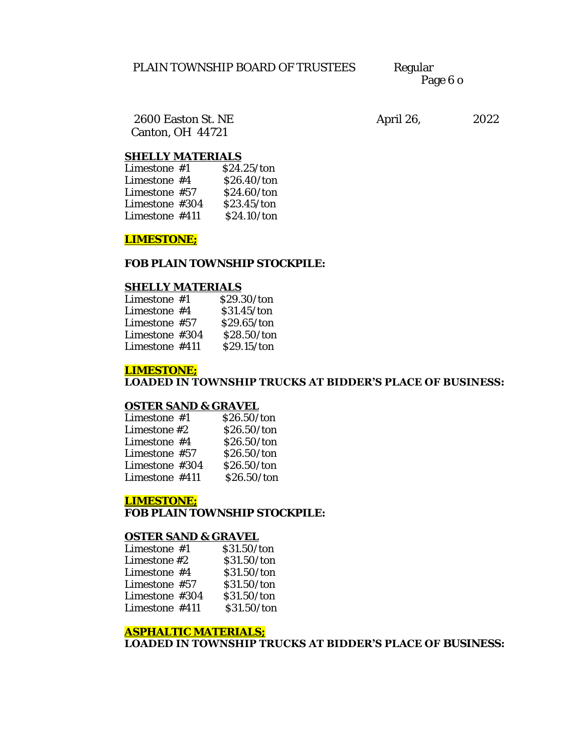2600 Easton St. NE
Canton, OH 44721

**SHELLY MATERIALS**

| | |
|---|---|
| Limestone #1 | $24.25/ton |
| Limestone #4 | $26.40/ton |
| Limestone #57 | $24.60/ton |
| Limestone #304 | $23.45/ton |
| Limestone #411 | $24.10/ton |

**LIMESTONE;**

**FOB PLAIN TOWNSHIP STOCKPILE:**

**SHELLY MATERIALS**

| | |
|---|---|
| Limestone #1 | $29.30/ton |
| Limestone #4 | $31.45/ton |
| Limestone #57 | $29.65/ton |
| Limestone #304 | $28.50/ton |
| Limestone #411 | $29.15/ton |

**LIMESTONE;**
**LOADED IN TOWNSHIP TRUCKS AT BIDDER'S PLACE OF BUSINESS:**

**OSTER SAND & GRAVEL**

| | |
|---|---|
| Limestone #1 | $26.50/ton |
| Limestone #2 | $26.50/ton |
| Limestone #4 | $26.50/ton |
| Limestone #57 | $26.50/ton |
| Limestone #304 | $26.50/ton |
| Limestone #411 | $26.50/ton |

**LIMESTONE;**
**FOB PLAIN TOWNSHIP STOCKPILE:**

**OSTER SAND & GRAVEL**

| | |
|---|---|
| Limestone #1 | $31.50/ton |
| Limestone #2 | $31.50/ton |
| Limestone #4 | $31.50/ton |
| Limestone #57 | $31.50/ton |
| Limestone #304 | $31.50/ton |
| Limestone #411 | $31.50/ton |

**ASPHALTIC MATERIALS;**
**LOADED IN TOWNSHIP TRUCKS AT BIDDER'S PLACE OF BUSINESS:**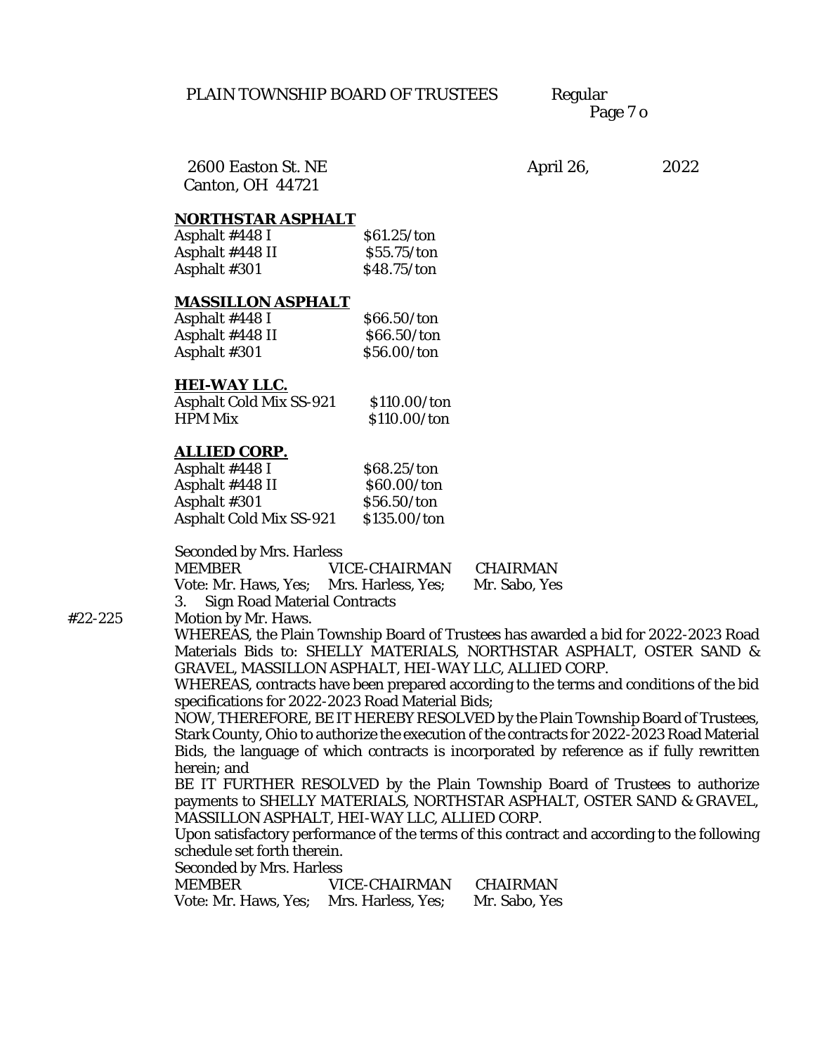2600 Easton St. NE
Canton, OH 44721

April 26, 2022

**NORTHSTAR ASPHALT**

| | |
|---|---|
| Asphalt #448 I | $61.25/ton |
| Asphalt #448 II | $55.75/ton |
| Asphalt #301 | $48.75/ton |

**MASSILLON ASPHALT**

| | |
|---|---|
| Asphalt #448 I | $66.50/ton |
| Asphalt #448 II | $66.50/ton |
| Asphalt #301 | $56.00/ton |

**HEI-WAY LLC.**

| | |
|---|---|
| Asphalt Cold Mix SS-921 | $110.00/ton |
| HPM Mix | $110.00/ton |

**ALLIED CORP.**

| | |
|---|---|
| Asphalt #448 I | $68.25/ton |
| Asphalt #448 II | $60.00/ton |
| Asphalt #301 | $56.50/ton |
| Asphalt Cold Mix SS-921 | $135.00/ton |

Seconded by Mrs. Harless

| MEMBER | VICE-CHAIRMAN | CHAIRMAN |
|---|---|---|
| Vote: Mr. Haws, Yes; | Mrs. Harless, Yes; | Mr. Sabo, Yes |

3. Sign Road Material Contracts

#22-225 Motion by Mr. Haws.

WHEREAS, the Plain Township Board of Trustees has awarded a bid for 2022-2023 Road Materials Bids to: SHELLY MATERIALS, NORTHSTAR ASPHALT, OSTER SAND & GRAVEL, MASSILLON ASPHALT, HEI-WAY LLC, ALLIED CORP.

WHEREAS, contracts have been prepared according to the terms and conditions of the bid specifications for 2022-2023 Road Material Bids;

NOW, THEREFORE, BE IT HEREBY RESOLVED by the Plain Township Board of Trustees, Stark County, Ohio to authorize the execution of the contracts for 2022-2023 Road Material Bids, the language of which contracts is incorporated by reference as if fully rewritten herein; and

BE IT FURTHER RESOLVED by the Plain Township Board of Trustees to authorize payments to SHELLY MATERIALS, NORTHSTAR ASPHALT, OSTER SAND & GRAVEL, MASSILLON ASPHALT, HEI-WAY LLC, ALLIED CORP.

Upon satisfactory performance of the terms of this contract and according to the following schedule set forth therein.

Seconded by Mrs. Harless

| MEMBER | VICE-CHAIRMAN | CHAIRMAN |
|---|---|---|
| Vote: Mr. Haws, Yes; | Mrs. Harless, Yes; | Mr. Sabo, Yes |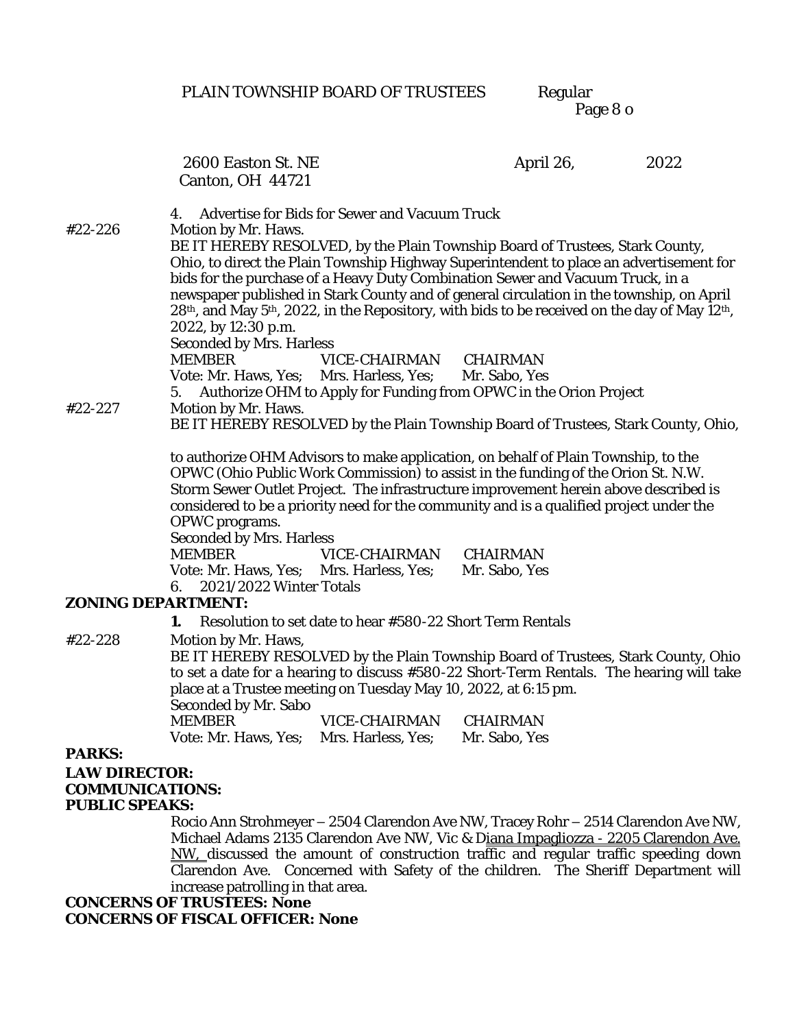4. Advertise for Bids for Sewer and Vacuum Truck

#22-226 Motion by Mr. Haws.

BE IT HEREBY RESOLVED, by the Plain Township Board of Trustees, Stark County, Ohio, to direct the Plain Township Highway Superintendent to place an advertisement for bids for the purchase of a Heavy Duty Combination Sewer and Vacuum Truck, in a newspaper published in Stark County and of general circulation in the township, on April 28th, and May 5th, 2022, in the Repository, with bids to be received on the day of May 12th, 2022, by 12:30 p.m.

Seconded by Mrs. Harless

| MEMBER | VICE-CHAIRMAN | CHAIRMAN |
|---|---|---|
| Vote: Mr. Haws, Yes; | Mrs. Harless, Yes; | Mr. Sabo, Yes |

5. Authorize OHM to Apply for Funding from OPWC in the Orion Project

#22-227 Motion by Mr. Haws.

BE IT HEREBY RESOLVED by the Plain Township Board of Trustees, Stark County, Ohio,

to authorize OHM Advisors to make application, on behalf of Plain Township, to the OPWC (Ohio Public Work Commission) to assist in the funding of the Orion St. N.W. Storm Sewer Outlet Project. The infrastructure improvement herein above described is considered to be a priority need for the community and is a qualified project under the OPWC programs.

Seconded by Mrs. Harless

| MEMBER | VICE-CHAIRMAN | CHAIRMAN |
|---|---|---|
| Vote: Mr. Haws, Yes; | Mrs. Harless, Yes; | Mr. Sabo, Yes |

6. 2021/2022 Winter Totals

**ZONING DEPARTMENT:**

**1.** Resolution to set date to hear #580-22 Short Term Rentals

#22-228 Motion by Mr. Haws,

BE IT HEREBY RESOLVED by the Plain Township Board of Trustees, Stark County, Ohio to set a date for a hearing to discuss #580-22 Short-Term Rentals. The hearing will take place at a Trustee meeting on Tuesday May 10, 2022, at 6:15 pm.

Seconded by Mr. Sabo

| MEMBER | VICE-CHAIRMAN | CHAIRMAN |
|---|---|---|
| Vote: Mr. Haws, Yes; | Mrs. Harless, Yes; | Mr. Sabo, Yes |

**PARKS:**

**LAW DIRECTOR:**

**COMMUNICATIONS:**

**PUBLIC SPEAKS:**

Rocio Ann Strohmeyer – 2504 Clarendon Ave NW, Tracey Rohr – 2514 Clarendon Ave NW, Michael Adams 2135 Clarendon Ave NW, Vic & Diana Impagliozza - 2205 Clarendon Ave. NW, discussed the amount of construction traffic and regular traffic speeding down Clarendon Ave. Concerned with Safety of the children. The Sheriff Department will increase patrolling in that area.

**CONCERNS OF TRUSTEES: None**

**CONCERNS OF FISCAL OFFICER: None**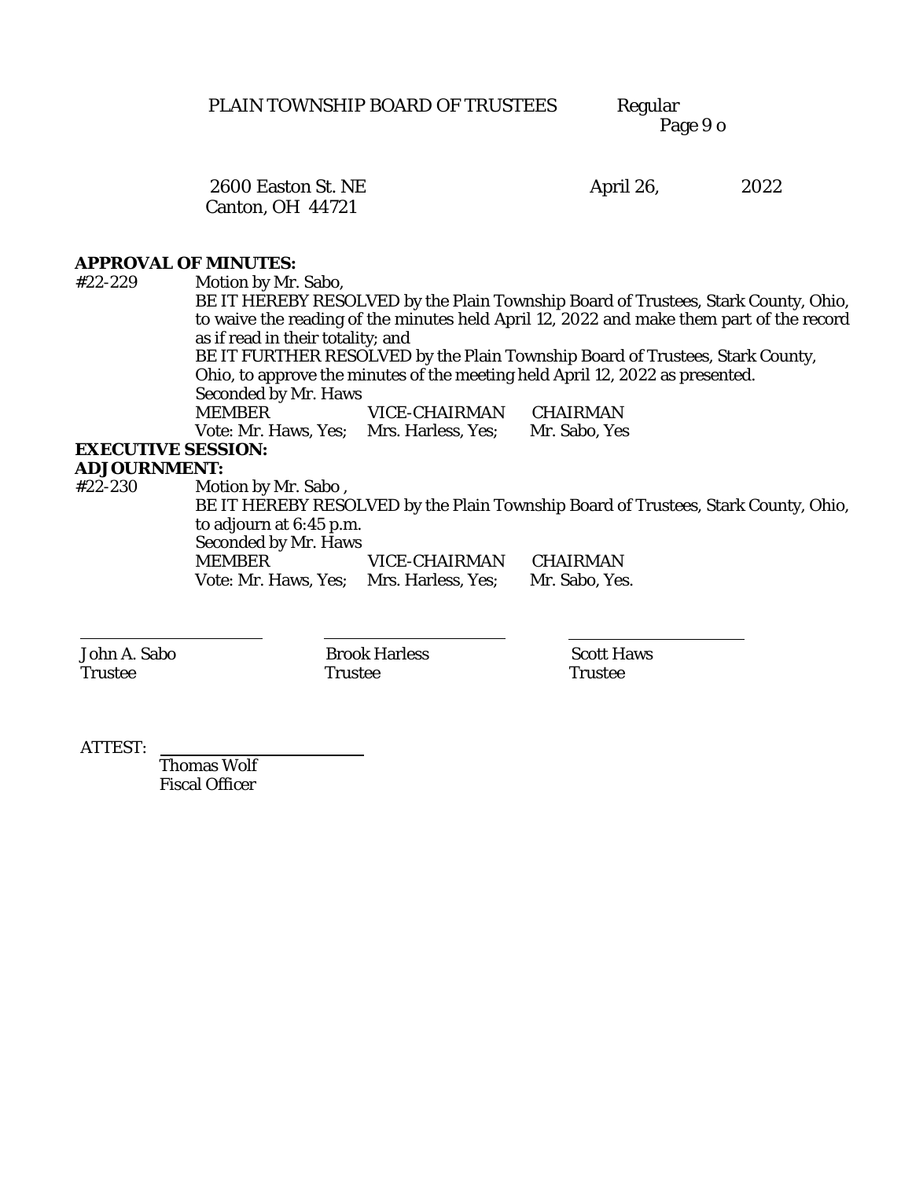PLAIN TOWNSHIP BOARD OF TRUSTEES Regular

2600 Easton St. NE
Canton, OH 44721

April 26, 2022

**APPROVAL OF MINUTES:**

#22-229 Motion by Mr. Sabo,
BE IT HEREBY RESOLVED by the Plain Township Board of Trustees, Stark County, Ohio, to waive the reading of the minutes held April 12, 2022 and make them part of the record as if read in their totality; and
BE IT FURTHER RESOLVED by the Plain Township Board of Trustees, Stark County, Ohio, to approve the minutes of the meeting held April 12, 2022 as presented.
Seconded by Mr. Haws

| MEMBER | VICE-CHAIRMAN | CHAIRMAN |
|---|---|---|
| Vote: Mr. Haws, Yes; | Mrs. Harless, Yes; | Mr. Sabo, Yes |

**EXECUTIVE SESSION:**

**ADJOURNMENT:**

#22-230 Motion by Mr. Sabo ,
BE IT HEREBY RESOLVED by the Plain Township Board of Trustees, Stark County, Ohio, to adjourn at 6:45 p.m.
Seconded by Mr. Haws

| MEMBER | VICE-CHAIRMAN | CHAIRMAN |
|---|---|---|
| Vote: Mr. Haws, Yes; | Mrs. Harless, Yes; | Mr. Sabo, Yes. |

| | | |
|---|---|---|
| John A. Sabo | Brook Harless | Scott Haws |
| Trustee | Trustee | Trustee |

ATTEST: ______________________
Thomas Wolf
Fiscal Officer